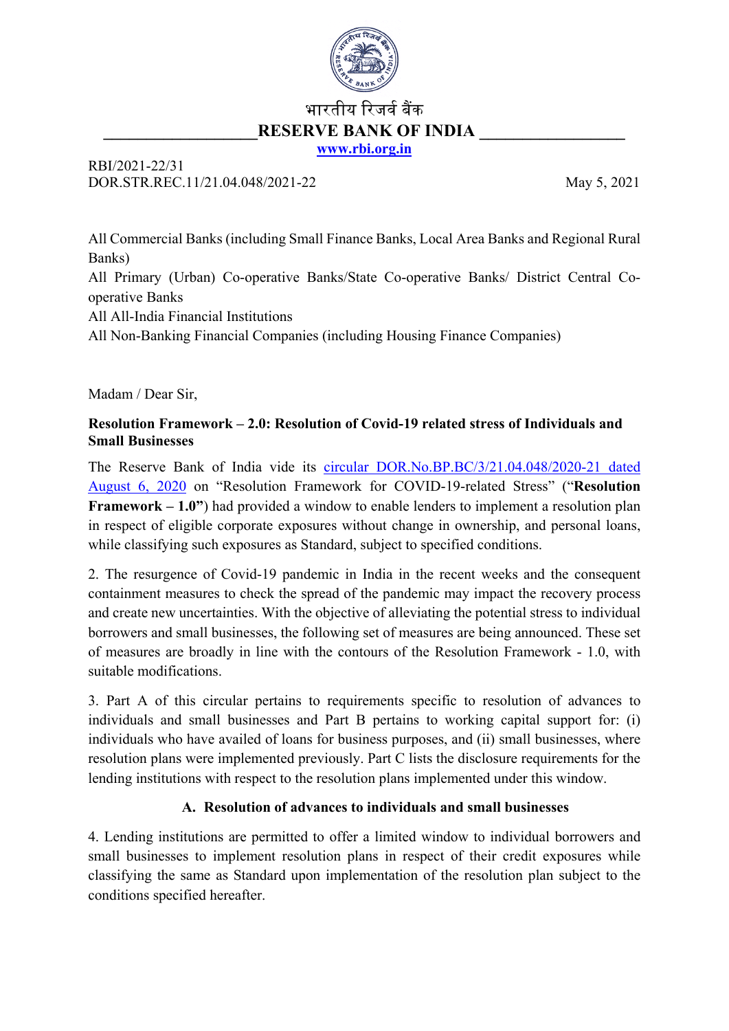भारतीय रिज़र्व बैंक

**RESERVE BANK OF INDIA**

www.rbi.org.in

RBI/2021-22/31
DOR.STR.REC.11/21.04.048/2021-22

May 5, 2021

All Commercial Banks (including Small Finance Banks, Local Area Banks and Regional Rural Banks)
All Primary (Urban) Co-operative Banks/State Co-operative Banks/ District Central Co-operative Banks
All All-India Financial Institutions
All Non-Banking Financial Companies (including Housing Finance Companies)

Madam / Dear Sir,

**Resolution Framework – 2.0: Resolution of Covid-19 related stress of Individuals and Small Businesses**

The Reserve Bank of India vide its circular DOR.No.BP.BC/3/21.04.048/2020-21 dated August 6, 2020 on "Resolution Framework for COVID-19-related Stress" ("**Resolution Framework – 1.0"**) had provided a window to enable lenders to implement a resolution plan in respect of eligible corporate exposures without change in ownership, and personal loans, while classifying such exposures as Standard, subject to specified conditions.

2. The resurgence of Covid-19 pandemic in India in the recent weeks and the consequent containment measures to check the spread of the pandemic may impact the recovery process and create new uncertainties. With the objective of alleviating the potential stress to individual borrowers and small businesses, the following set of measures are being announced. These set of measures are broadly in line with the contours of the Resolution Framework - 1.0, with suitable modifications.

3. Part A of this circular pertains to requirements specific to resolution of advances to individuals and small businesses and Part B pertains to working capital support for: (i) individuals who have availed of loans for business purposes, and (ii) small businesses, where resolution plans were implemented previously. Part C lists the disclosure requirements for the lending institutions with respect to the resolution plans implemented under this window.

## A. Resolution of advances to individuals and small businesses

4. Lending institutions are permitted to offer a limited window to individual borrowers and small businesses to implement resolution plans in respect of their credit exposures while classifying the same as Standard upon implementation of the resolution plan subject to the conditions specified hereafter.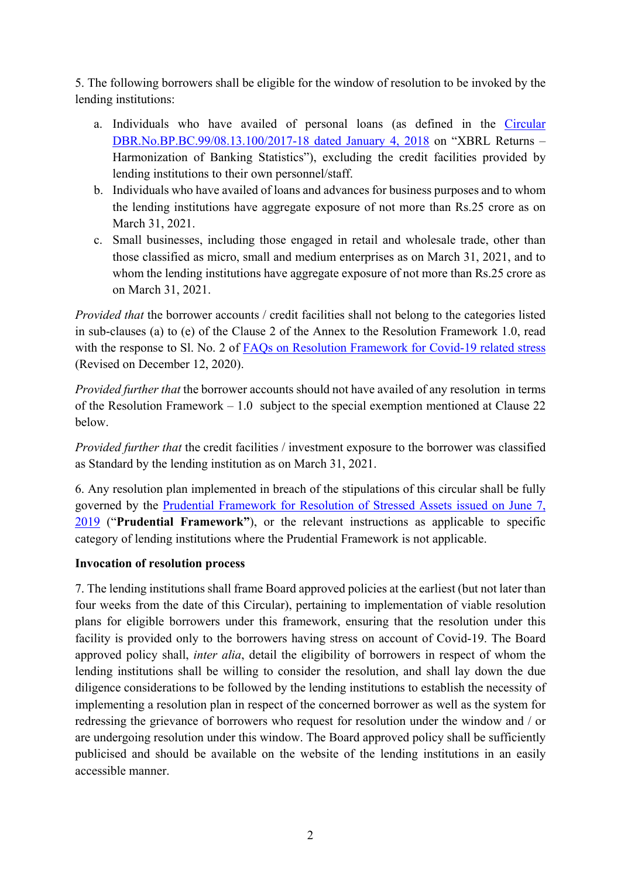5. The following borrowers shall be eligible for the window of resolution to be invoked by the lending institutions:

a. Individuals who have availed of personal loans (as defined in the Circular DBR.No.BP.BC.99/08.13.100/2017-18 dated January 4, 2018 on "XBRL Returns – Harmonization of Banking Statistics"), excluding the credit facilities provided by lending institutions to their own personnel/staff.
b. Individuals who have availed of loans and advances for business purposes and to whom the lending institutions have aggregate exposure of not more than Rs.25 crore as on March 31, 2021.
c. Small businesses, including those engaged in retail and wholesale trade, other than those classified as micro, small and medium enterprises as on March 31, 2021, and to whom the lending institutions have aggregate exposure of not more than Rs.25 crore as on March 31, 2021.

*Provided that* the borrower accounts / credit facilities shall not belong to the categories listed in sub-clauses (a) to (e) of the Clause 2 of the Annex to the Resolution Framework 1.0, read with the response to Sl. No. 2 of FAQs on Resolution Framework for Covid-19 related stress (Revised on December 12, 2020).

*Provided further that* the borrower accounts should not have availed of any resolution in terms of the Resolution Framework – 1.0 subject to the special exemption mentioned at Clause 22 below.

*Provided further that* the credit facilities / investment exposure to the borrower was classified as Standard by the lending institution as on March 31, 2021.

6. Any resolution plan implemented in breach of the stipulations of this circular shall be fully governed by the Prudential Framework for Resolution of Stressed Assets issued on June 7, 2019 ("**Prudential Framework"**), or the relevant instructions as applicable to specific category of lending institutions where the Prudential Framework is not applicable.

**Invocation of resolution process**

7. The lending institutions shall frame Board approved policies at the earliest (but not later than four weeks from the date of this Circular), pertaining to implementation of viable resolution plans for eligible borrowers under this framework, ensuring that the resolution under this facility is provided only to the borrowers having stress on account of Covid-19. The Board approved policy shall, *inter alia*, detail the eligibility of borrowers in respect of whom the lending institutions shall be willing to consider the resolution, and shall lay down the due diligence considerations to be followed by the lending institutions to establish the necessity of implementing a resolution plan in respect of the concerned borrower as well as the system for redressing the grievance of borrowers who request for resolution under the window and / or are undergoing resolution under this window. The Board approved policy shall be sufficiently publicised and should be available on the website of the lending institutions in an easily accessible manner.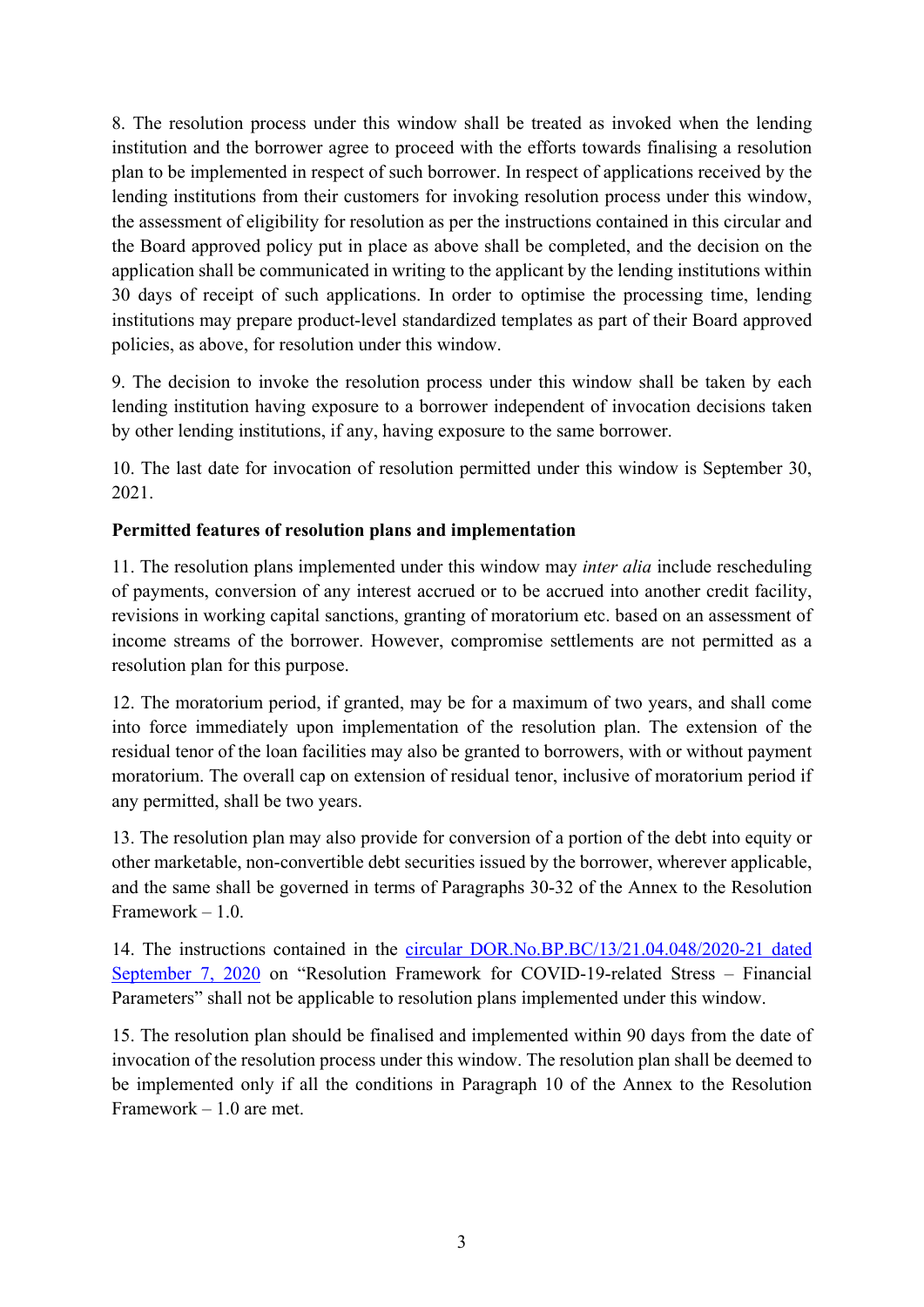8. The resolution process under this window shall be treated as invoked when the lending institution and the borrower agree to proceed with the efforts towards finalising a resolution plan to be implemented in respect of such borrower. In respect of applications received by the lending institutions from their customers for invoking resolution process under this window, the assessment of eligibility for resolution as per the instructions contained in this circular and the Board approved policy put in place as above shall be completed, and the decision on the application shall be communicated in writing to the applicant by the lending institutions within 30 days of receipt of such applications. In order to optimise the processing time, lending institutions may prepare product-level standardized templates as part of their Board approved policies, as above, for resolution under this window.

9. The decision to invoke the resolution process under this window shall be taken by each lending institution having exposure to a borrower independent of invocation decisions taken by other lending institutions, if any, having exposure to the same borrower.

10. The last date for invocation of resolution permitted under this window is September 30, 2021.

**Permitted features of resolution plans and implementation**

11. The resolution plans implemented under this window may *inter alia* include rescheduling of payments, conversion of any interest accrued or to be accrued into another credit facility, revisions in working capital sanctions, granting of moratorium etc. based on an assessment of income streams of the borrower. However, compromise settlements are not permitted as a resolution plan for this purpose.

12. The moratorium period, if granted, may be for a maximum of two years, and shall come into force immediately upon implementation of the resolution plan. The extension of the residual tenor of the loan facilities may also be granted to borrowers, with or without payment moratorium. The overall cap on extension of residual tenor, inclusive of moratorium period if any permitted, shall be two years.

13. The resolution plan may also provide for conversion of a portion of the debt into equity or other marketable, non-convertible debt securities issued by the borrower, wherever applicable, and the same shall be governed in terms of Paragraphs 30-32 of the Annex to the Resolution Framework – 1.0.

14. The instructions contained in the circular DOR.No.BP.BC/13/21.04.048/2020-21 dated September 7, 2020 on "Resolution Framework for COVID-19-related Stress – Financial Parameters" shall not be applicable to resolution plans implemented under this window.

15. The resolution plan should be finalised and implemented within 90 days from the date of invocation of the resolution process under this window. The resolution plan shall be deemed to be implemented only if all the conditions in Paragraph 10 of the Annex to the Resolution Framework – 1.0 are met.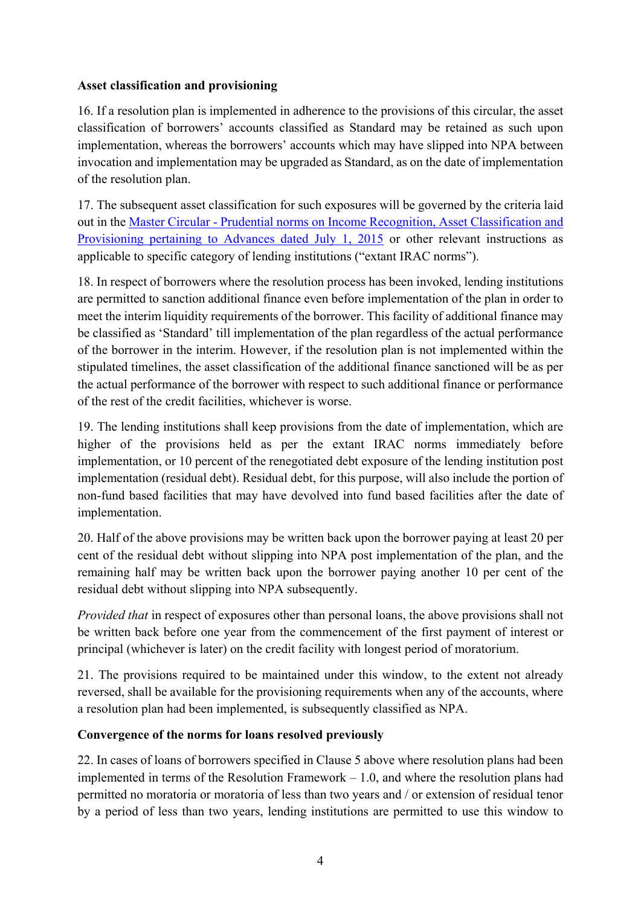**Asset classification and provisioning**

16. If a resolution plan is implemented in adherence to the provisions of this circular, the asset classification of borrowers' accounts classified as Standard may be retained as such upon implementation, whereas the borrowers' accounts which may have slipped into NPA between invocation and implementation may be upgraded as Standard, as on the date of implementation of the resolution plan.

17. The subsequent asset classification for such exposures will be governed by the criteria laid out in the [Master Circular - Prudential norms on Income Recognition, Asset Classification and Provisioning pertaining to Advances dated July 1, 2015]() or other relevant instructions as applicable to specific category of lending institutions ("extant IRAC norms").

18. In respect of borrowers where the resolution process has been invoked, lending institutions are permitted to sanction additional finance even before implementation of the plan in order to meet the interim liquidity requirements of the borrower. This facility of additional finance may be classified as 'Standard' till implementation of the plan regardless of the actual performance of the borrower in the interim. However, if the resolution plan is not implemented within the stipulated timelines, the asset classification of the additional finance sanctioned will be as per the actual performance of the borrower with respect to such additional finance or performance of the rest of the credit facilities, whichever is worse.

19. The lending institutions shall keep provisions from the date of implementation, which are higher of the provisions held as per the extant IRAC norms immediately before implementation, or 10 percent of the renegotiated debt exposure of the lending institution post implementation (residual debt). Residual debt, for this purpose, will also include the portion of non-fund based facilities that may have devolved into fund based facilities after the date of implementation.

20. Half of the above provisions may be written back upon the borrower paying at least 20 per cent of the residual debt without slipping into NPA post implementation of the plan, and the remaining half may be written back upon the borrower paying another 10 per cent of the residual debt without slipping into NPA subsequently.

*Provided that* in respect of exposures other than personal loans, the above provisions shall not be written back before one year from the commencement of the first payment of interest or principal (whichever is later) on the credit facility with longest period of moratorium.

21. The provisions required to be maintained under this window, to the extent not already reversed, shall be available for the provisioning requirements when any of the accounts, where a resolution plan had been implemented, is subsequently classified as NPA.

**Convergence of the norms for loans resolved previously**

22. In cases of loans of borrowers specified in Clause 5 above where resolution plans had been implemented in terms of the Resolution Framework – 1.0, and where the resolution plans had permitted no moratoria or moratoria of less than two years and / or extension of residual tenor by a period of less than two years, lending institutions are permitted to use this window to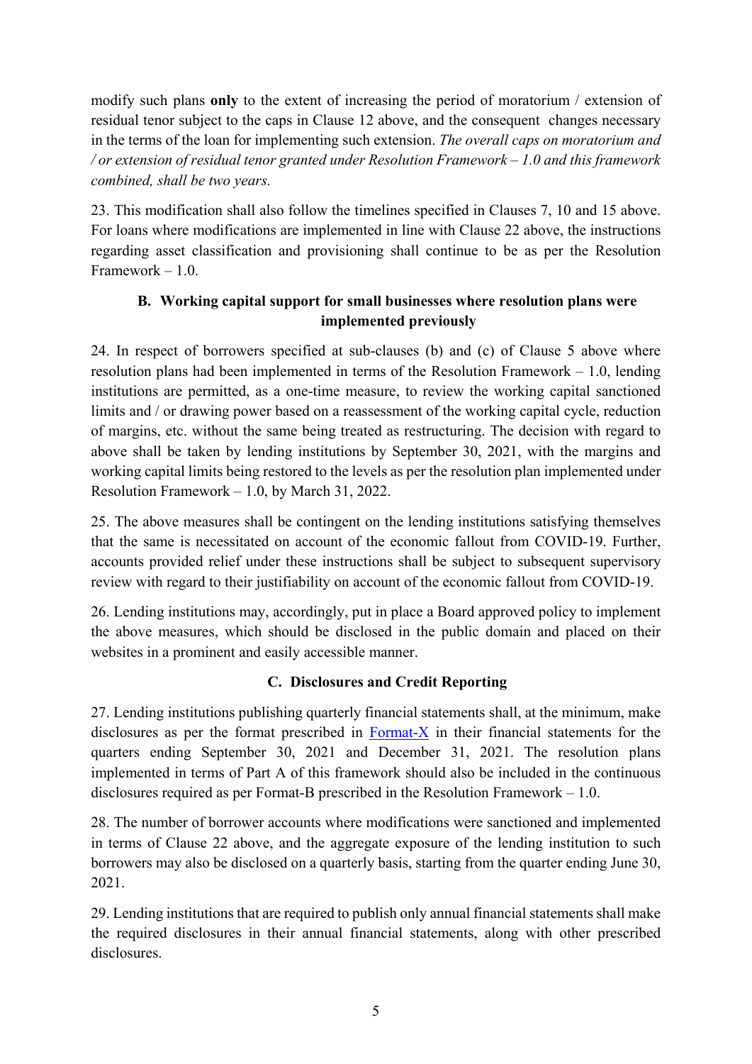modify such plans **only** to the extent of increasing the period of moratorium / extension of residual tenor subject to the caps in Clause 12 above, and the consequent changes necessary in the terms of the loan for implementing such extension. *The overall caps on moratorium and / or extension of residual tenor granted under Resolution Framework – 1.0 and this framework combined, shall be two years.*

23. This modification shall also follow the timelines specified in Clauses 7, 10 and 15 above. For loans where modifications are implemented in line with Clause 22 above, the instructions regarding asset classification and provisioning shall continue to be as per the Resolution Framework – 1.0.

### B. Working capital support for small businesses where resolution plans were implemented previously

24. In respect of borrowers specified at sub-clauses (b) and (c) of Clause 5 above where resolution plans had been implemented in terms of the Resolution Framework – 1.0, lending institutions are permitted, as a one-time measure, to review the working capital sanctioned limits and / or drawing power based on a reassessment of the working capital cycle, reduction of margins, etc. without the same being treated as restructuring. The decision with regard to above shall be taken by lending institutions by September 30, 2021, with the margins and working capital limits being restored to the levels as per the resolution plan implemented under Resolution Framework – 1.0, by March 31, 2022.

25. The above measures shall be contingent on the lending institutions satisfying themselves that the same is necessitated on account of the economic fallout from COVID-19. Further, accounts provided relief under these instructions shall be subject to subsequent supervisory review with regard to their justifiability on account of the economic fallout from COVID-19.

26. Lending institutions may, accordingly, put in place a Board approved policy to implement the above measures, which should be disclosed in the public domain and placed on their websites in a prominent and easily accessible manner.

### C. Disclosures and Credit Reporting

27. Lending institutions publishing quarterly financial statements shall, at the minimum, make disclosures as per the format prescribed in Format-X in their financial statements for the quarters ending September 30, 2021 and December 31, 2021. The resolution plans implemented in terms of Part A of this framework should also be included in the continuous disclosures required as per Format-B prescribed in the Resolution Framework – 1.0.

28. The number of borrower accounts where modifications were sanctioned and implemented in terms of Clause 22 above, and the aggregate exposure of the lending institution to such borrowers may also be disclosed on a quarterly basis, starting from the quarter ending June 30, 2021.

29. Lending institutions that are required to publish only annual financial statements shall make the required disclosures in their annual financial statements, along with other prescribed disclosures.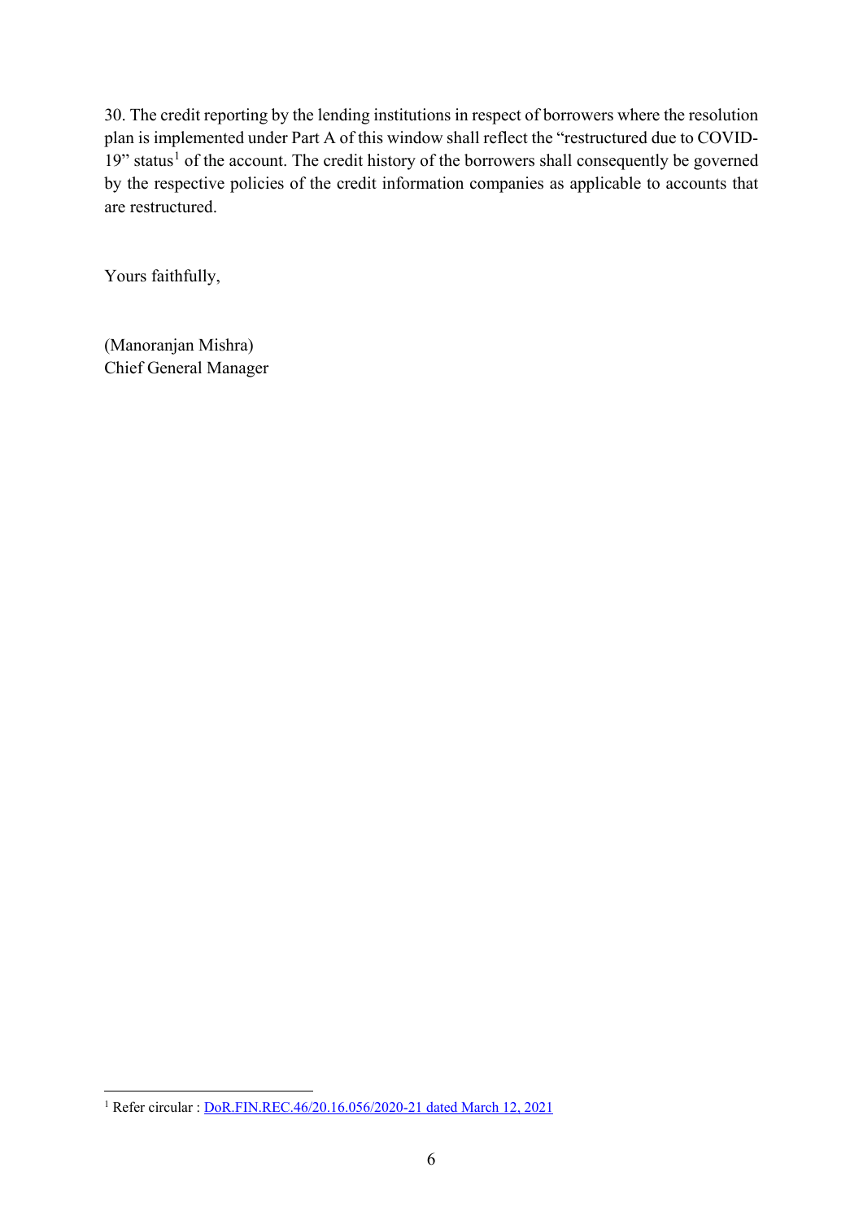30. The credit reporting by the lending institutions in respect of borrowers where the resolution plan is implemented under Part A of this window shall reflect the "restructured due to COVID-19" status[1] of the account. The credit history of the borrowers shall consequently be governed by the respective policies of the credit information companies as applicable to accounts that are restructured.

Yours faithfully,

(Manoranjan Mishra)
Chief General Manager

---

[1] Refer circular : DoR.FIN.REC.46/20.16.056/2020-21 dated March 12, 2021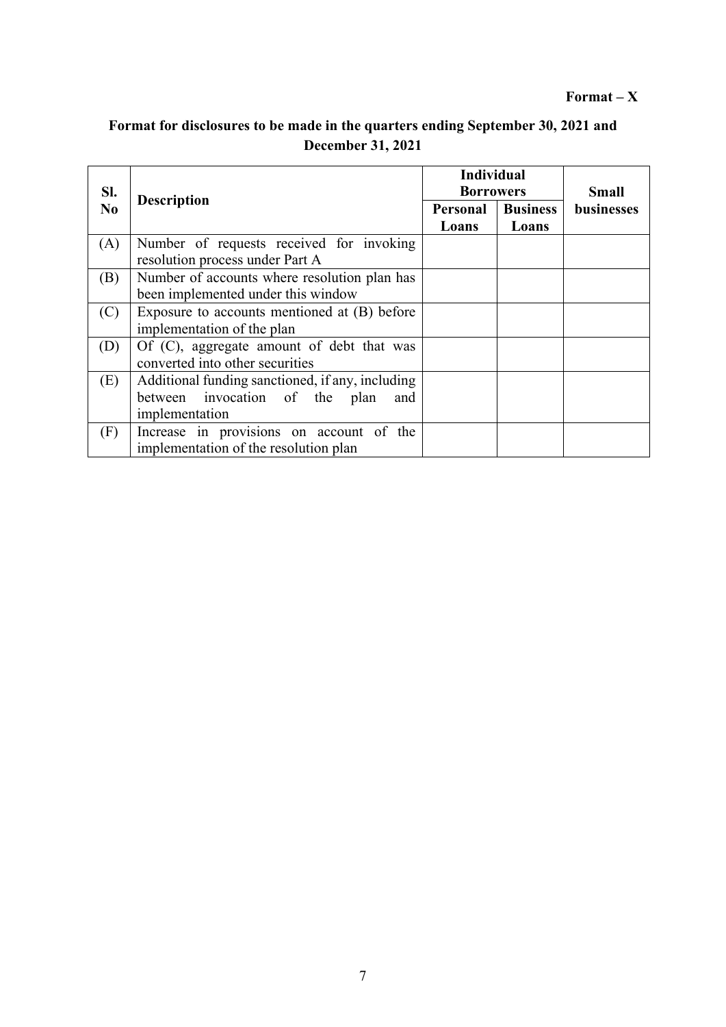**Format – X**

## Format for disclosures to be made in the quarters ending September 30, 2021 and December 31, 2021

| Sl. No | Description | Individual Borrowers | | Small businesses |
|---|---|---|---|---|
| | | Personal Loans | Business Loans | |
| (A) | Number of requests received for invoking resolution process under Part A | | | |
| (B) | Number of accounts where resolution plan has been implemented under this window | | | |
| (C) | Exposure to accounts mentioned at (B) before implementation of the plan | | | |
| (D) | Of (C), aggregate amount of debt that was converted into other securities | | | |
| (E) | Additional funding sanctioned, if any, including between invocation of the plan and implementation | | | |
| (F) | Increase in provisions on account of the implementation of the resolution plan | | | |